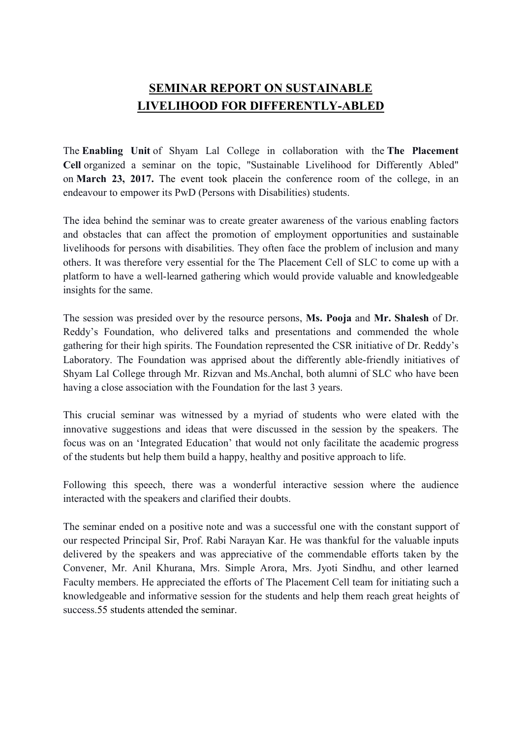# SEMINAR REPORT ON SUSTAINABLE LIVELIHOOD FOR DIFFERENTLY-ABLED

The **Enabling Unit** of Shyam Lal College in collaboration with the **The Placement Cell** organized a seminar on the topic, "Sustainable Livelihood for Differently Abled" on **March 23, 2017.** The event took placein the conference room of the college, in an endeavour to empower its PwD (Persons with Disabilities) students.

The idea behind the seminar was to create greater awareness of the various enabling factors and obstacles that can affect the promotion of employment opportunities and sustainable livelihoods for persons with disabilities. They often face the problem of inclusion and many others. It was therefore very essential for the The Placement Cell of SLC to come up with a platform to have a well-learned gathering which would provide valuable and knowledgeable insights for the same.

The session was presided over by the resource persons, **Ms. Pooja** and **Mr. Shalesh** of Dr. Reddy's Foundation, who delivered talks and presentations and commended the whole gathering for their high spirits. The Foundation represented the CSR initiative of Dr. Reddy's Laboratory. The Foundation was apprised about the differently able-friendly initiatives of Shyam Lal College through Mr. Rizvan and Ms.Anchal, both alumni of SLC who have been having a close association with the Foundation for the last 3 years.

This crucial seminar was witnessed by a myriad of students who were elated with the innovative suggestions and ideas that were discussed in the session by the speakers. The focus was on an 'Integrated Education' that would not only facilitate the academic progress of the students but help them build a happy, healthy and positive approach to life.

Following this speech, there was a wonderful interactive session where the audience interacted with the speakers and clarified their doubts.

The seminar ended on a positive note and was a successful one with the constant support of our respected Principal Sir, Prof. Rabi Narayan Kar. He was thankful for the valuable inputs delivered by the speakers and was appreciative of the commendable efforts taken by the Convener, Mr. Anil Khurana, Mrs. Simple Arora, Mrs. Jyoti Sindhu, and other learned Faculty members. He appreciated the efforts of The Placement Cell team for initiating such a knowledgeable and informative session for the students and help them reach great heights of success.55 students attended the seminar.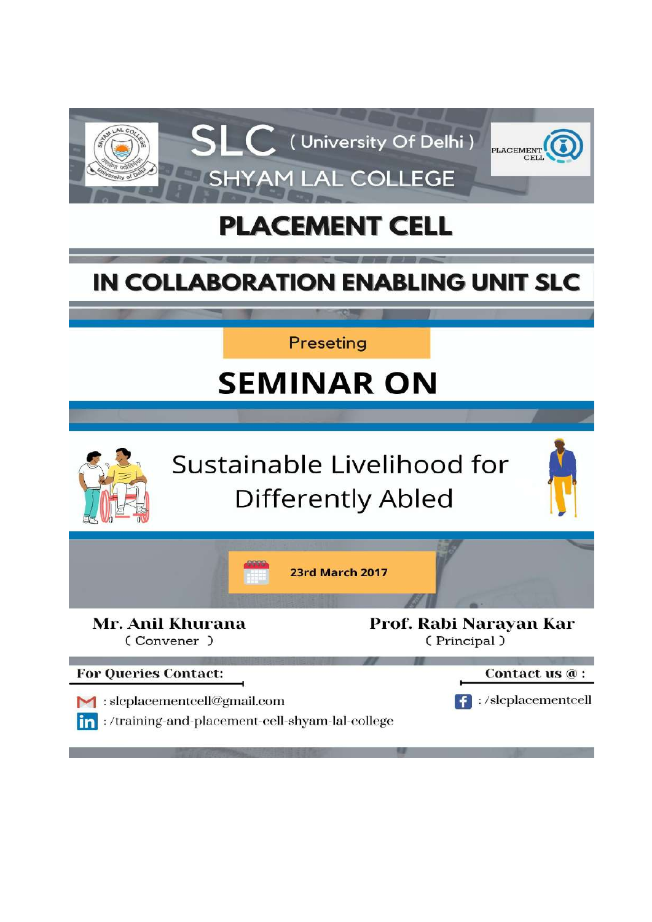# SLC ( University Of Delhi )

## SHYAM LAL COLLEGE

# PLACEMENT CELL

## IN COLLABORATION ENABLING UNIT SLC

Preseting

# SEMINAR ON

## Sustainable Livelihood for Differently Abled

23rd March 2017

**Mr. Anil Khurana**
( Convener )

**Prof. Rabi Narayan Kar**
( Principal )

**For Queries Contact:**

: slcplacementcell@gmail.com

: /training-and-placement-cell-shyam-lal-college

**Contact us @ :**

: /slcplacementcell